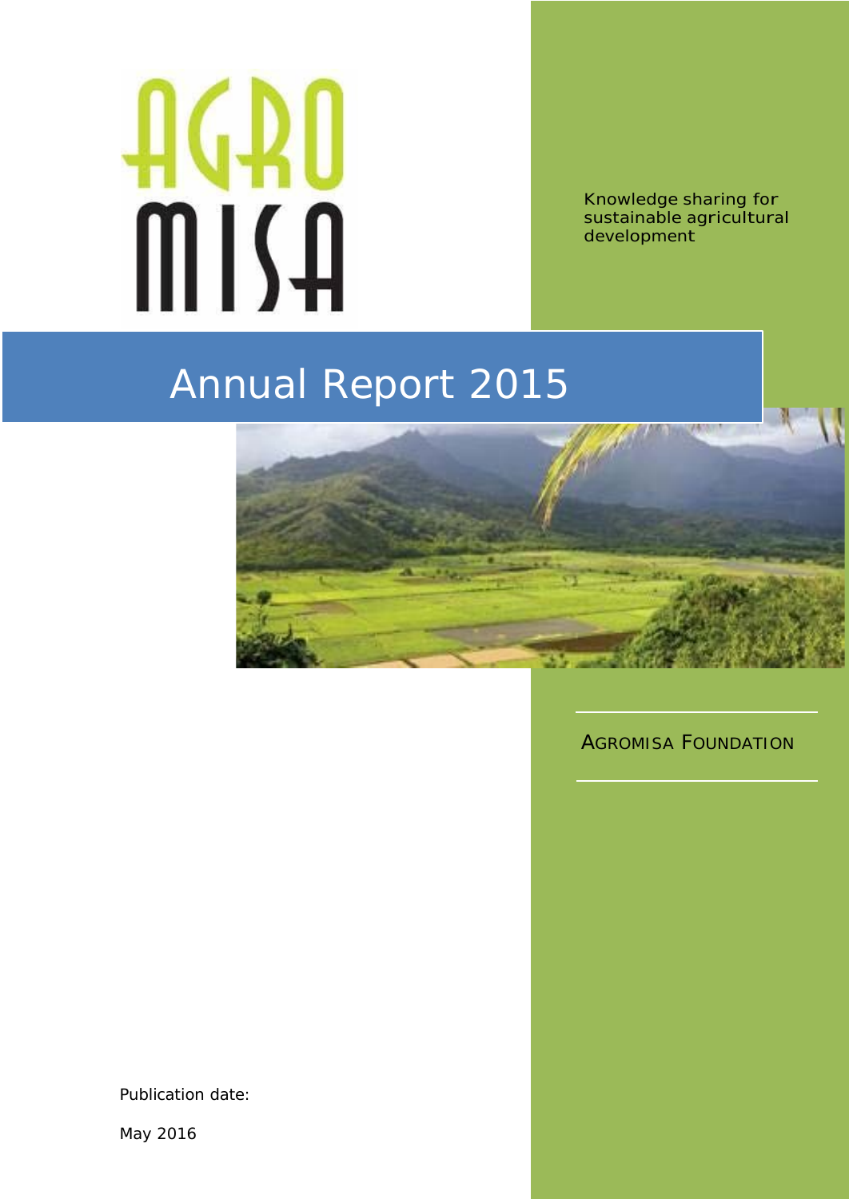AGRO MISA

Knowledge sharing for sustainable agricultural development

# Annual Report 2015

AGROMISA FOUNDATION

Publication date:

May 2016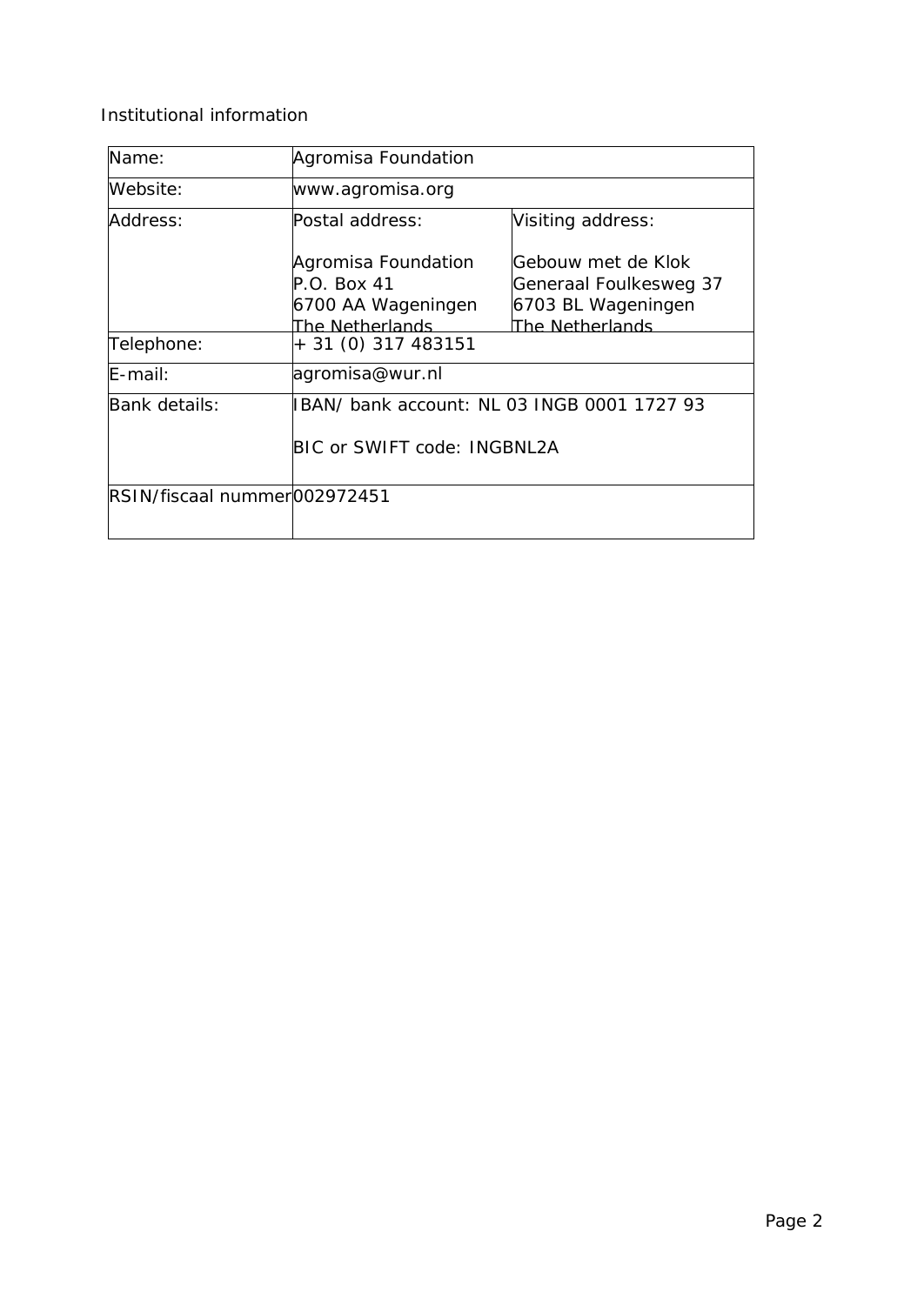Institutional information

| Name: | Agromisa Foundation | |
| --- | --- | --- |
| Website: | www.agromisa.org | |
| Address: | Postal address:<br><br>Agromisa Foundation<br>P.O. Box 41<br>6700 AA Wageningen<br>The Netherlands | Visiting address:<br><br>Gebouw met de Klok<br>Generaal Foulkesweg 37<br>6703 BL Wageningen<br>The Netherlands |
| Telephone: | + 31 (0) 317 483151 | |
| E-mail: | agromisa@wur.nl | |
| Bank details: | IBAN/ bank account: NL 03 INGB 0001 1727 93<br><br>BIC or SWIFT code: INGBNL2A | |
| RSIN/fiscaal nummer | 002972451 | |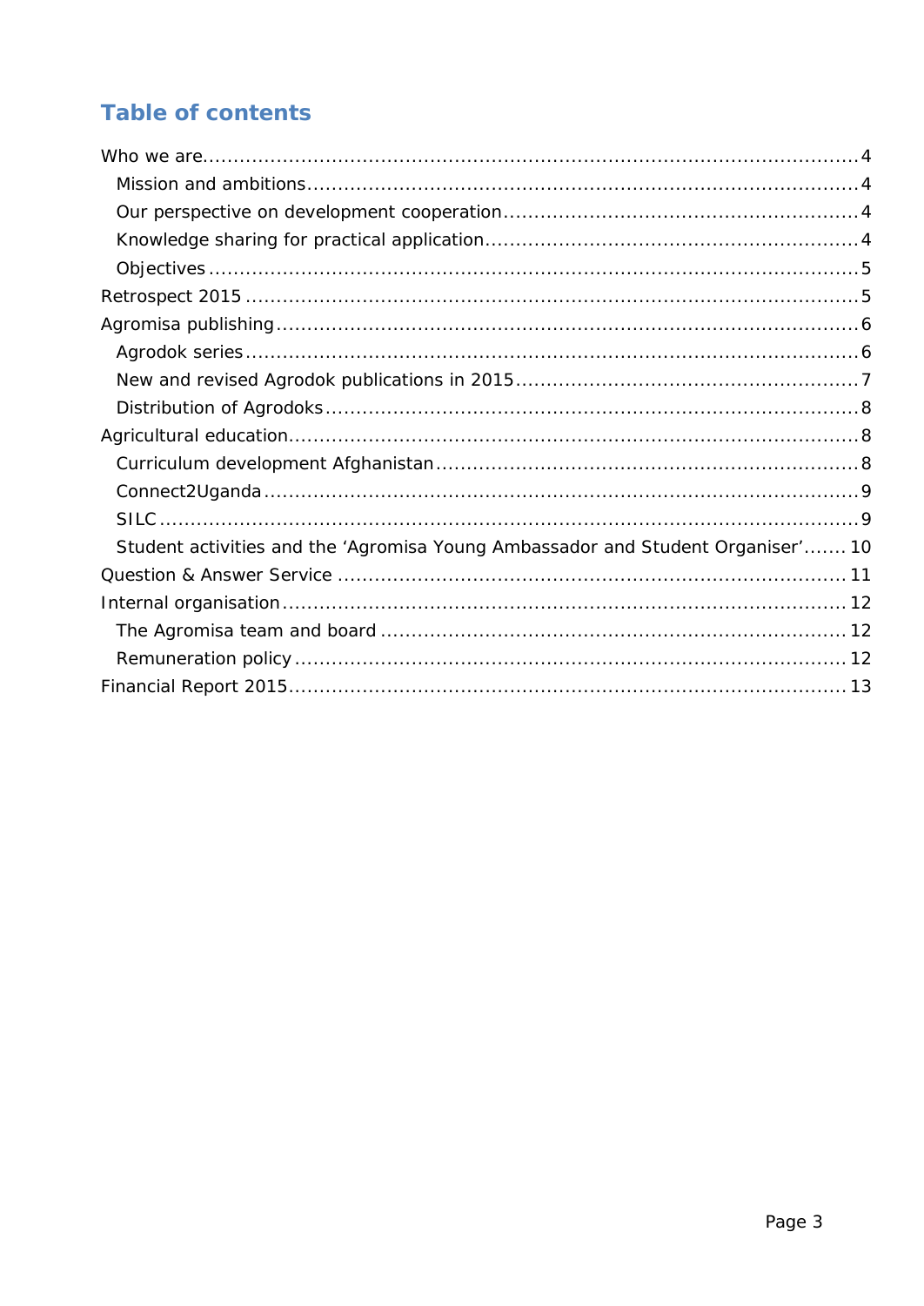## Table of contents

- Who we are .... 4
  - Mission and ambitions .... 4
  - Our perspective on development cooperation .... 4
  - Knowledge sharing for practical application .... 4
  - Objectives .... 5
- Retrospect 2015 .... 5
- Agromisa publishing .... 6
  - Agrodok series .... 6
  - New and revised Agrodok publications in 2015 .... 7
  - Distribution of Agrodoks .... 8
- Agricultural education .... 8
  - Curriculum development Afghanistan .... 8
  - Connect2Uganda .... 9
  - SILC .... 9
  - Student activities and the 'Agromisa Young Ambassador and Student Organiser' .... 10
- Question & Answer Service .... 11
- Internal organisation .... 12
  - The Agromisa team and board .... 12
  - Remuneration policy .... 12
- Financial Report 2015 .... 13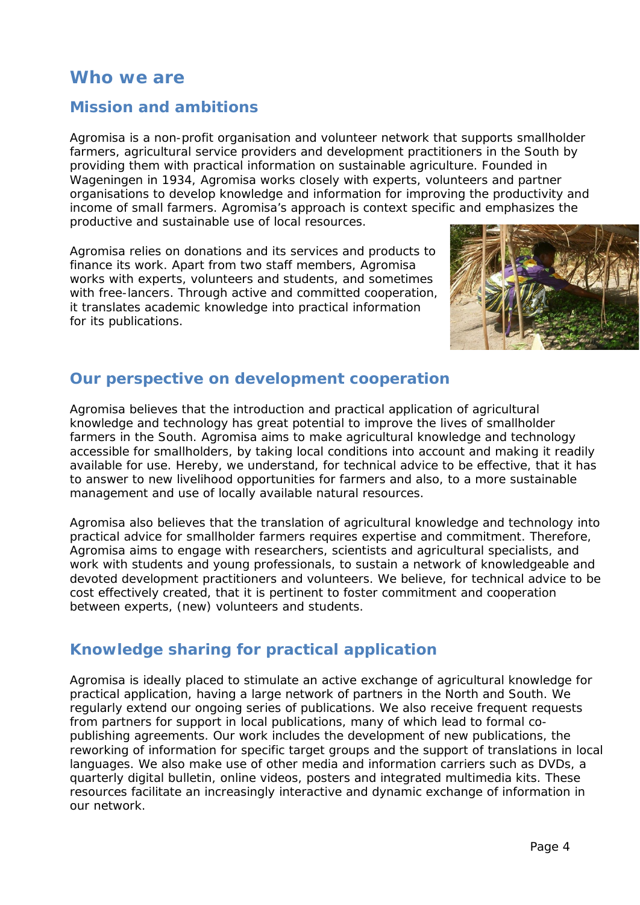# Who we are

## Mission and ambitions

Agromisa is a non-profit organisation and volunteer network that supports smallholder farmers, agricultural service providers and development practitioners in the South by providing them with practical information on sustainable agriculture. Founded in Wageningen in 1934, Agromisa works closely with experts, volunteers and partner organisations to develop knowledge and information for improving the productivity and income of small farmers. Agromisa's approach is context specific and emphasizes the productive and sustainable use of local resources.

Agromisa relies on donations and its services and products to finance its work. Apart from two staff members, Agromisa works with experts, volunteers and students, and sometimes with free-lancers. Through active and committed cooperation, it translates academic knowledge into practical information for its publications.

## Our perspective on development cooperation

Agromisa believes that the introduction and practical application of agricultural knowledge and technology has great potential to improve the lives of smallholder farmers in the South. Agromisa aims to make agricultural knowledge and technology accessible for smallholders, by taking local conditions into account and making it readily available for use. Hereby, we understand, for technical advice to be effective, that it has to answer to new livelihood opportunities for farmers and also, to a more sustainable management and use of locally available natural resources.

Agromisa also believes that the translation of agricultural knowledge and technology into practical advice for smallholder farmers requires expertise and commitment. Therefore, Agromisa aims to engage with researchers, scientists and agricultural specialists, and work with students and young professionals, to sustain a network of knowledgeable and devoted development practitioners and volunteers. We believe, for technical advice to be cost effectively created, that it is pertinent to foster commitment and cooperation between experts, (new) volunteers and students.

## Knowledge sharing for practical application

Agromisa is ideally placed to stimulate an active exchange of agricultural knowledge for practical application, having a large network of partners in the North and South. We regularly extend our ongoing series of publications. We also receive frequent requests from partners for support in local publications, many of which lead to formal co-publishing agreements. Our work includes the development of new publications, the reworking of information for specific target groups and the support of translations in local languages. We also make use of other media and information carriers such as DVDs, a quarterly digital bulletin, online videos, posters and integrated multimedia kits. These resources facilitate an increasingly interactive and dynamic exchange of information in our network.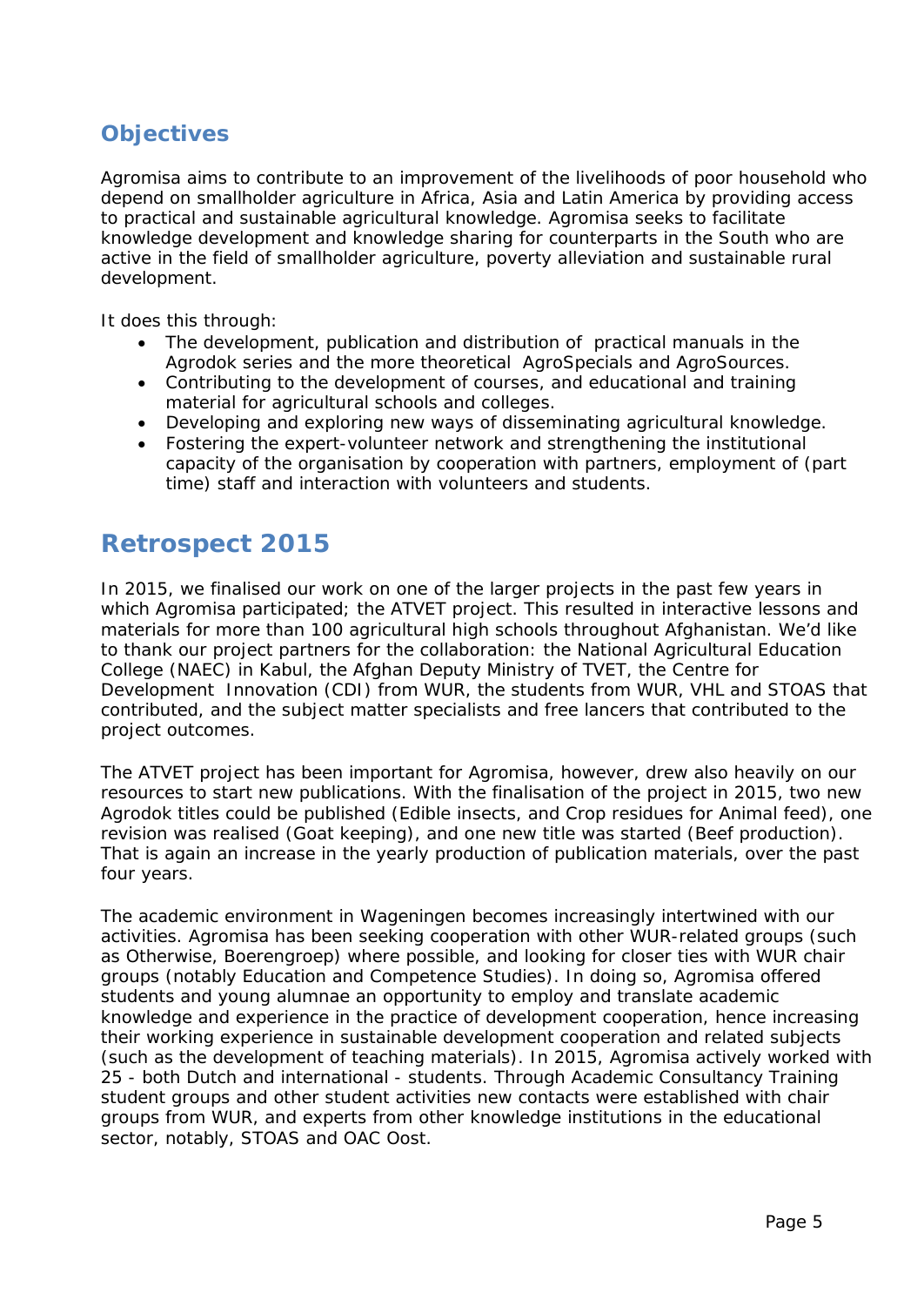## Objectives

Agromisa aims to contribute to an improvement of the livelihoods of poor household who depend on smallholder agriculture in Africa, Asia and Latin America by providing access to practical and sustainable agricultural knowledge. Agromisa seeks to facilitate knowledge development and knowledge sharing for counterparts in the South who are active in the field of smallholder agriculture, poverty alleviation and sustainable rural development.

It does this through:

- The development, publication and distribution of practical manuals in the Agrodok series and the more theoretical AgroSpecials and AgroSources.
- Contributing to the development of courses, and educational and training material for agricultural schools and colleges.
- Developing and exploring new ways of disseminating agricultural knowledge.
- Fostering the expert-volunteer network and strengthening the institutional capacity of the organisation by cooperation with partners, employment of (part time) staff and interaction with volunteers and students.

# Retrospect 2015

In 2015, we finalised our work on one of the larger projects in the past few years in which Agromisa participated; the ATVET project. This resulted in interactive lessons and materials for more than 100 agricultural high schools throughout Afghanistan. We'd like to thank our project partners for the collaboration: the National Agricultural Education College (NAEC) in Kabul, the Afghan Deputy Ministry of TVET, the Centre for Development Innovation (CDI) from WUR, the students from WUR, VHL and STOAS that contributed, and the subject matter specialists and free lancers that contributed to the project outcomes.

The ATVET project has been important for Agromisa, however, drew also heavily on our resources to start new publications. With the finalisation of the project in 2015, two new Agrodok titles could be published (Edible insects, and Crop residues for Animal feed), one revision was realised (Goat keeping), and one new title was started (Beef production). That is again an increase in the yearly production of publication materials, over the past four years.

The academic environment in Wageningen becomes increasingly intertwined with our activities. Agromisa has been seeking cooperation with other WUR-related groups (such as Otherwise, Boerengroep) where possible, and looking for closer ties with WUR chair groups (notably Education and Competence Studies). In doing so, Agromisa offered students and young alumnae an opportunity to employ and translate academic knowledge and experience in the practice of development cooperation, hence increasing their working experience in sustainable development cooperation and related subjects (such as the development of teaching materials). In 2015, Agromisa actively worked with 25 - both Dutch and international - students. Through Academic Consultancy Training student groups and other student activities new contacts were established with chair groups from WUR, and experts from other knowledge institutions in the educational sector, notably, STOAS and OAC Oost.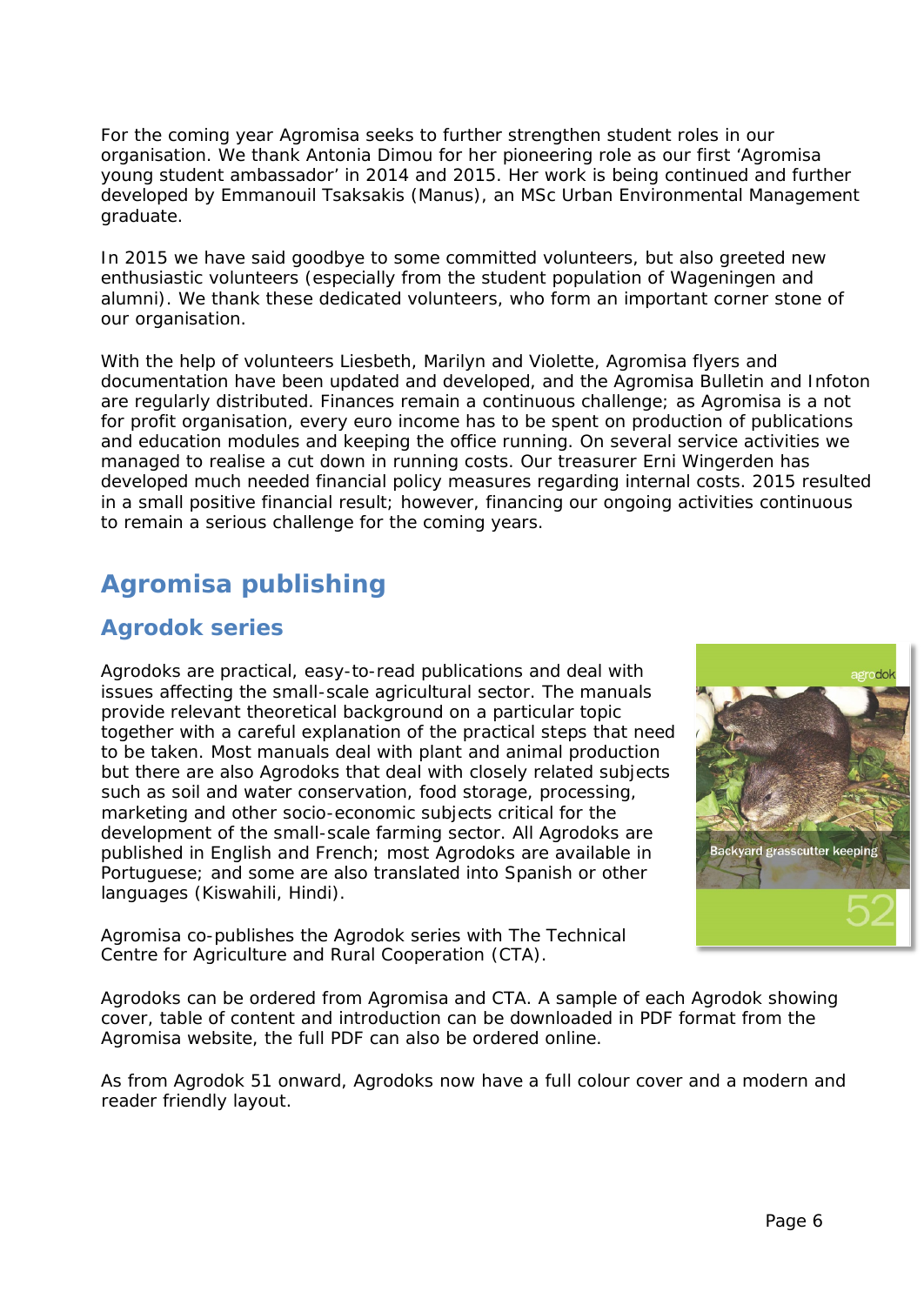For the coming year Agromisa seeks to further strengthen student roles in our organisation. We thank Antonia Dimou for her pioneering role as our first 'Agromisa young student ambassador' in 2014 and 2015. Her work is being continued and further developed by Emmanouil Tsaksakis (Manus), an MSc Urban Environmental Management graduate.

In 2015 we have said goodbye to some committed volunteers, but also greeted new enthusiastic volunteers (especially from the student population of Wageningen and alumni). We thank these dedicated volunteers, who form an important corner stone of our organisation.

With the help of volunteers Liesbeth, Marilyn and Violette, Agromisa flyers and documentation have been updated and developed, and the Agromisa Bulletin and Infoton are regularly distributed. Finances remain a continuous challenge; as Agromisa is a not for profit organisation, every euro income has to be spent on production of publications and education modules and keeping the office running. On several service activities we managed to realise a cut down in running costs. Our treasurer Erni Wingerden has developed much needed financial policy measures regarding internal costs. 2015 resulted in a small positive financial result; however, financing our ongoing activities continuous to remain a serious challenge for the coming years.

# Agromisa publishing

## Agrodok series

Agrodoks are practical, easy-to-read publications and deal with issues affecting the small-scale agricultural sector. The manuals provide relevant theoretical background on a particular topic together with a careful explanation of the practical steps that need to be taken. Most manuals deal with plant and animal production but there are also Agrodoks that deal with closely related subjects such as soil and water conservation, food storage, processing, marketing and other socio-economic subjects critical for the development of the small-scale farming sector. All Agrodoks are published in English and French; most Agrodoks are available in Portuguese; and some are also translated into Spanish or other languages (Kiswahili, Hindi).

Agromisa co-publishes the Agrodok series with The Technical Centre for Agriculture and Rural Cooperation (CTA).

Agrodoks can be ordered from Agromisa and CTA. A sample of each Agrodok showing cover, table of content and introduction can be downloaded in PDF format from the Agromisa website, the full PDF can also be ordered online.

As from Agrodok 51 onward, Agrodoks now have a full colour cover and a modern and reader friendly layout.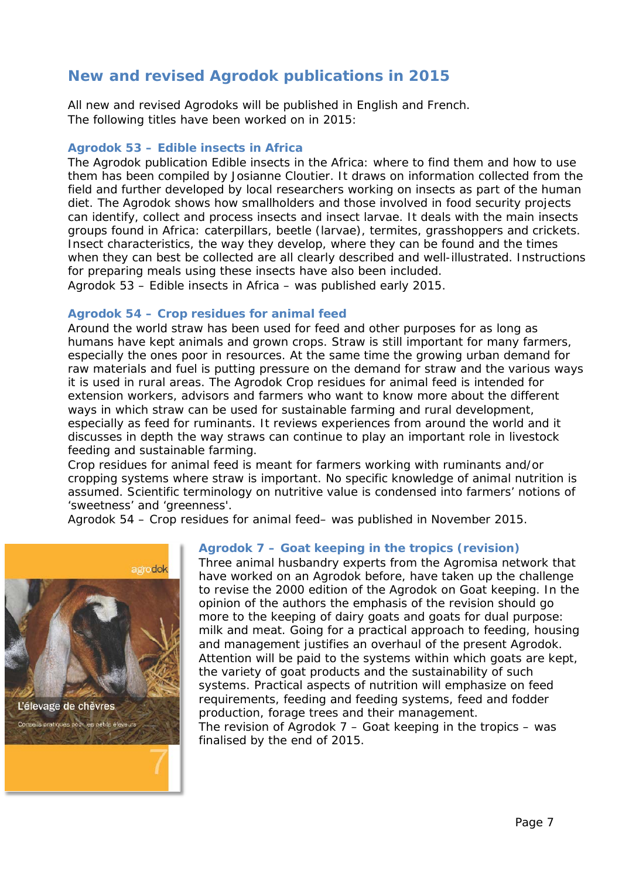## New and revised Agrodok publications in 2015

All new and revised Agrodoks will be published in English and French.
The following titles have been worked on in 2015:

### Agrodok 53 – Edible insects in Africa

The Agrodok publication Edible insects in the Africa: where to find them and how to use them has been compiled by Josianne Cloutier. It draws on information collected from the field and further developed by local researchers working on insects as part of the human diet. The Agrodok shows how smallholders and those involved in food security projects can identify, collect and process insects and insect larvae. It deals with the main insects groups found in Africa: caterpillars, beetle (larvae), termites, grasshoppers and crickets. Insect characteristics, the way they develop, where they can be found and the times when they can best be collected are all clearly described and well-illustrated. Instructions for preparing meals using these insects have also been included.
Agrodok 53 – Edible insects in Africa – was published early 2015.

### Agrodok 54 – Crop residues for animal feed

Around the world straw has been used for feed and other purposes for as long as humans have kept animals and grown crops. Straw is still important for many farmers, especially the ones poor in resources. At the same time the growing urban demand for raw materials and fuel is putting pressure on the demand for straw and the various ways it is used in rural areas. The Agrodok Crop residues for animal feed is intended for extension workers, advisors and farmers who want to know more about the different ways in which straw can be used for sustainable farming and rural development, especially as feed for ruminants. It reviews experiences from around the world and it discusses in depth the way straws can continue to play an important role in livestock feeding and sustainable farming.
Crop residues for animal feed is meant for farmers working with ruminants and/or cropping systems where straw is important. No specific knowledge of animal nutrition is assumed. Scientific terminology on nutritive value is condensed into farmers' notions of 'sweetness' and 'greenness'.
Agrodok 54 – Crop residues for animal feed– was published in November 2015.

### Agrodok 7 – Goat keeping in the tropics (revision)

Three animal husbandry experts from the Agromisa network that have worked on an Agrodok before, have taken up the challenge to revise the 2000 edition of the Agrodok on Goat keeping. In the opinion of the authors the emphasis of the revision should go more to the keeping of dairy goats and goats for dual purpose: milk and meat. Going for a practical approach to feeding, housing and management justifies an overhaul of the present Agrodok. Attention will be paid to the systems within which goats are kept, the variety of goat products and the sustainability of such systems. Practical aspects of nutrition will emphasize on feed requirements, feeding and feeding systems, feed and fodder production, forage trees and their management.
The revision of Agrodok 7 – Goat keeping in the tropics – was finalised by the end of 2015.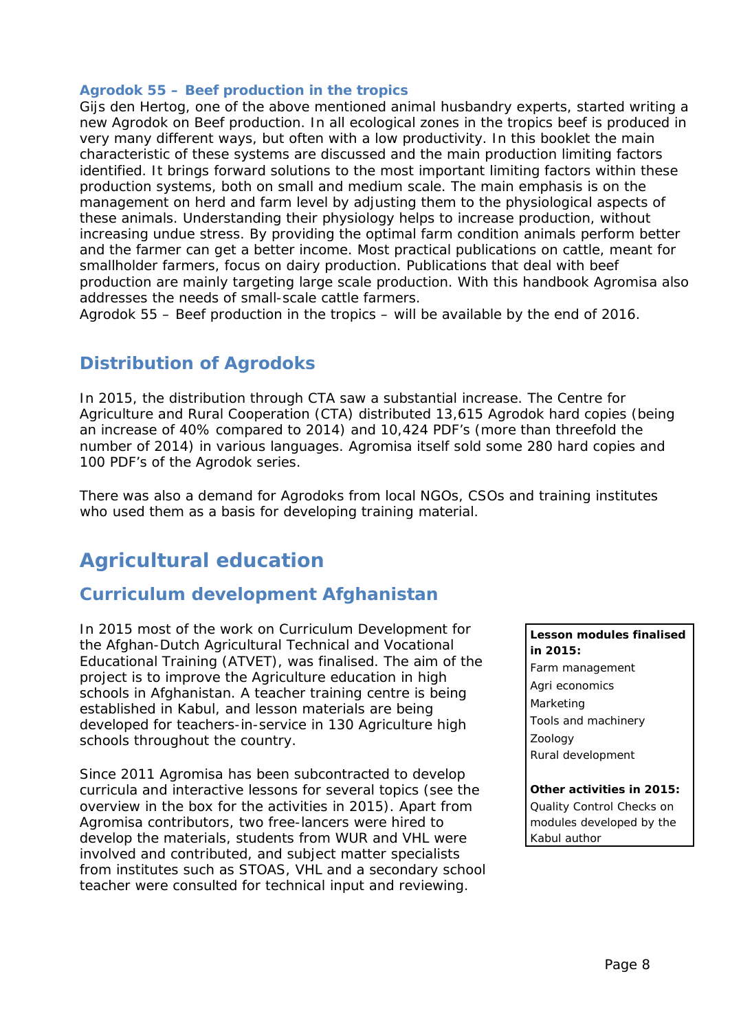### Agrodok 55 – Beef production in the tropics

Gijs den Hertog, one of the above mentioned animal husbandry experts, started writing a new Agrodok on Beef production. In all ecological zones in the tropics beef is produced in very many different ways, but often with a low productivity. In this booklet the main characteristic of these systems are discussed and the main production limiting factors identified. It brings forward solutions to the most important limiting factors within these production systems, both on small and medium scale. The main emphasis is on the management on herd and farm level by adjusting them to the physiological aspects of these animals. Understanding their physiology helps to increase production, without increasing undue stress. By providing the optimal farm condition animals perform better and the farmer can get a better income. Most practical publications on cattle, meant for smallholder farmers, focus on dairy production. Publications that deal with beef production are mainly targeting large scale production. With this handbook Agromisa also addresses the needs of small-scale cattle farmers.

Agrodok 55 – Beef production in the tropics – will be available by the end of 2016.

## Distribution of Agrodoks

In 2015, the distribution through CTA saw a substantial increase. The Centre for Agriculture and Rural Cooperation (CTA) distributed 13,615 Agrodok hard copies (being an increase of 40% compared to 2014) and 10,424 PDF's (more than threefold the number of 2014) in various languages. Agromisa itself sold some 280 hard copies and 100 PDF's of the Agrodok series.

There was also a demand for Agrodoks from local NGOs, CSOs and training institutes who used them as a basis for developing training material.

# Agricultural education

## Curriculum development Afghanistan

In 2015 most of the work on Curriculum Development for the Afghan-Dutch Agricultural Technical and Vocational Educational Training (ATVET), was finalised. The aim of the project is to improve the Agriculture education in high schools in Afghanistan. A teacher training centre is being established in Kabul, and lesson materials are being developed for teachers-in-service in 130 Agriculture high schools throughout the country.

Since 2011 Agromisa has been subcontracted to develop curricula and interactive lessons for several topics (see the overview in the box for the activities in 2015). Apart from Agromisa contributors, two free-lancers were hired to develop the materials, students from WUR and VHL were involved and contributed, and subject matter specialists from institutes such as STOAS, VHL and a secondary school teacher were consulted for technical input and reviewing.

**Lesson modules finalised in 2015:**

Farm management
Agri economics
Marketing
Tools and machinery
Zoology
Rural development

**Other activities in 2015:**

Quality Control Checks on modules developed by the Kabul author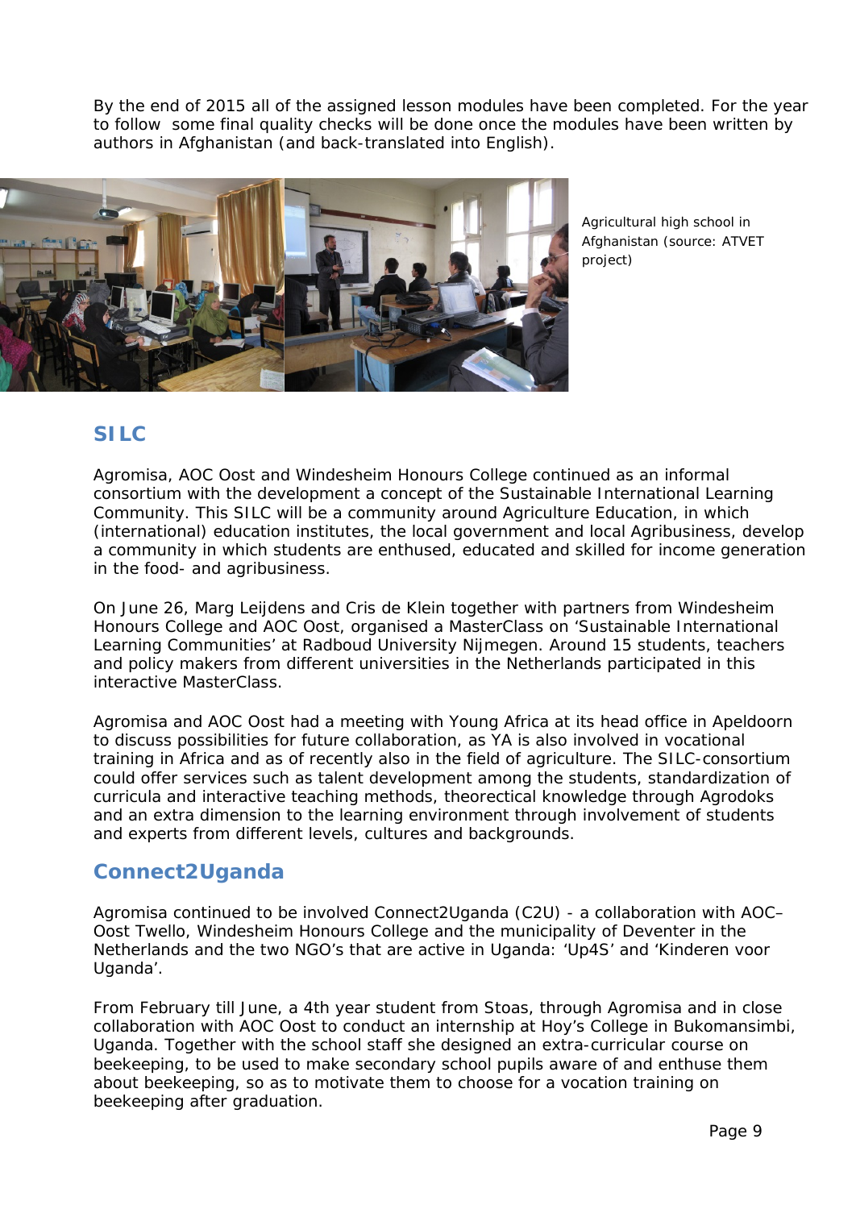By the end of 2015 all of the assigned lesson modules have been completed. For the year to follow some final quality checks will be done once the modules have been written by authors in Afghanistan (and back-translated into English).

Agricultural high school in Afghanistan (source: ATVET project)

## SILC

Agromisa, AOC Oost and Windesheim Honours College continued as an informal consortium with the development a concept of the Sustainable International Learning Community. This SILC will be a community around Agriculture Education, in which (international) education institutes, the local government and local Agribusiness, develop a community in which students are enthused, educated and skilled for income generation in the food- and agribusiness.

On June 26, Marg Leijdens and Cris de Klein together with partners from Windesheim Honours College and AOC Oost, organised a MasterClass on 'Sustainable International Learning Communities' at Radboud University Nijmegen. Around 15 students, teachers and policy makers from different universities in the Netherlands participated in this interactive MasterClass.

Agromisa and AOC Oost had a meeting with Young Africa at its head office in Apeldoorn to discuss possibilities for future collaboration, as YA is also involved in vocational training in Africa and as of recently also in the field of agriculture. The SILC-consortium could offer services such as talent development among the students, standardization of curricula and interactive teaching methods, theorectical knowledge through Agrodoks and an extra dimension to the learning environment through involvement of students and experts from different levels, cultures and backgrounds.

## Connect2Uganda

Agromisa continued to be involved Connect2Uganda (C2U) - a collaboration with AOC–Oost Twello, Windesheim Honours College and the municipality of Deventer in the Netherlands and the two NGO's that are active in Uganda: 'Up4S' and 'Kinderen voor Uganda'.

From February till June, a 4th year student from Stoas, through Agromisa and in close collaboration with AOC Oost to conduct an internship at Hoy's College in Bukomansimbi, Uganda. Together with the school staff she designed an extra-curricular course on beekeeping, to be used to make secondary school pupils aware of and enthuse them about beekeeping, so as to motivate them to choose for a vocation training on beekeeping after graduation.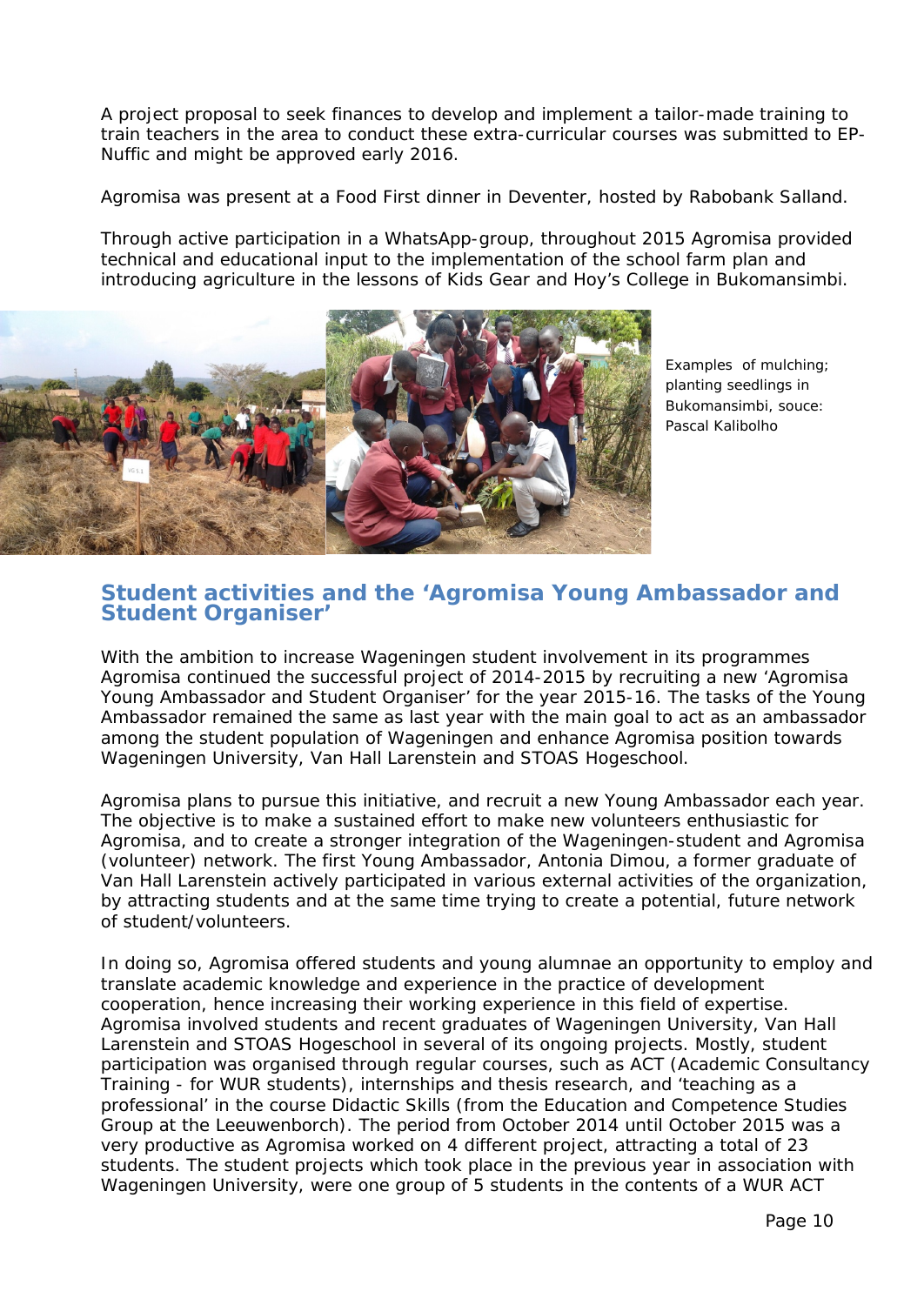A project proposal to seek finances to develop and implement a tailor-made training to train teachers in the area to conduct these extra-curricular courses was submitted to EP-Nuffic and might be approved early 2016.

Agromisa was present at a Food First dinner in Deventer, hosted by Rabobank Salland.

Through active participation in a WhatsApp-group, throughout 2015 Agromisa provided technical and educational input to the implementation of the school farm plan and introducing agriculture in the lessons of Kids Gear and Hoy's College in Bukomansimbi.

Examples of mulching; planting seedlings in Bukomansimbi, souce: Pascal Kalibolho

## Student activities and the 'Agromisa Young Ambassador and Student Organiser'

With the ambition to increase Wageningen student involvement in its programmes Agromisa continued the successful project of 2014-2015 by recruiting a new 'Agromisa Young Ambassador and Student Organiser' for the year 2015-16. The tasks of the Young Ambassador remained the same as last year with the main goal to act as an ambassador among the student population of Wageningen and enhance Agromisa position towards Wageningen University, Van Hall Larenstein and STOAS Hogeschool.

Agromisa plans to pursue this initiative, and recruit a new Young Ambassador each year. The objective is to make a sustained effort to make new volunteers enthusiastic for Agromisa, and to create a stronger integration of the Wageningen-student and Agromisa (volunteer) network. The first Young Ambassador, Antonia Dimou, a former graduate of Van Hall Larenstein actively participated in various external activities of the organization, by attracting students and at the same time trying to create a potential, future network of student/volunteers.

In doing so, Agromisa offered students and young alumnae an opportunity to employ and translate academic knowledge and experience in the practice of development cooperation, hence increasing their working experience in this field of expertise. Agromisa involved students and recent graduates of Wageningen University, Van Hall Larenstein and STOAS Hogeschool in several of its ongoing projects. Mostly, student participation was organised through regular courses, such as ACT (Academic Consultancy Training - for WUR students), internships and thesis research, and 'teaching as a professional' in the course Didactic Skills (from the Education and Competence Studies Group at the Leeuwenborch). The period from October 2014 until October 2015 was a very productive as Agromisa worked on 4 different project, attracting a total of 23 students. The student projects which took place in the previous year in association with Wageningen University, were one group of 5 students in the contents of a WUR ACT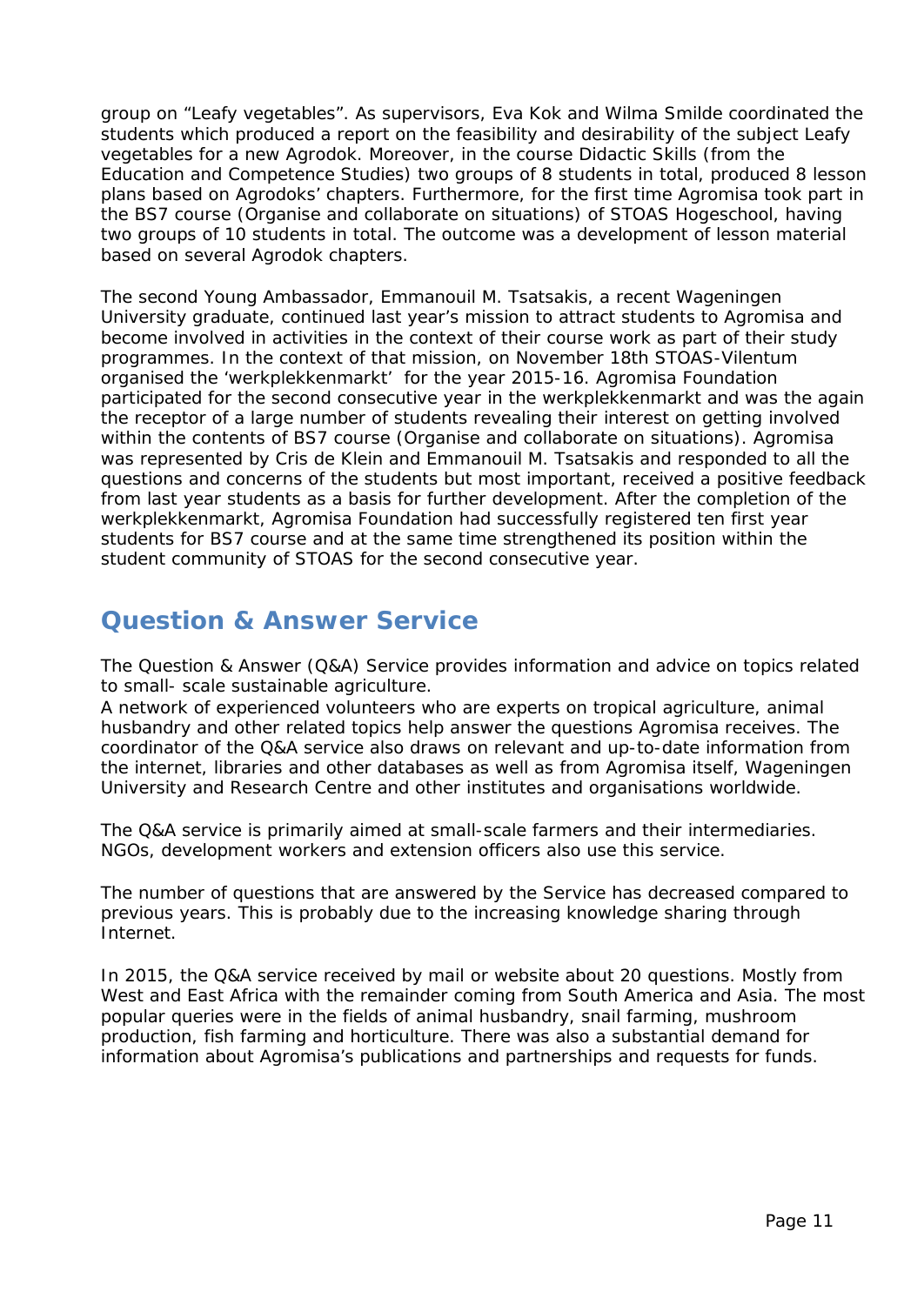group on “Leafy vegetables”. As supervisors, Eva Kok and Wilma Smilde coordinated the students which produced a report on the feasibility and desirability of the subject Leafy vegetables for a new Agrodok. Moreover, in the course Didactic Skills (from the Education and Competence Studies) two groups of 8 students in total, produced 8 lesson plans based on Agrodoks’ chapters. Furthermore, for the first time Agromisa took part in the BS7 course (Organise and collaborate on situations) of STOAS Hogeschool, having two groups of 10 students in total. The outcome was a development of lesson material based on several Agrodok chapters.

The second Young Ambassador, Emmanouil M. Tsatsakis, a recent Wageningen University graduate, continued last year’s mission to attract students to Agromisa and become involved in activities in the context of their course work as part of their study programmes. In the context of that mission, on November 18th STOAS-Vilentum organised the ‘werkplekkenmarkt’ for the year 2015-16. Agromisa Foundation participated for the second consecutive year in the werkplekkenmarkt and was the again the receptor of a large number of students revealing their interest on getting involved within the contents of BS7 course (Organise and collaborate on situations). Agromisa was represented by Cris de Klein and Emmanouil M. Tsatsakis and responded to all the questions and concerns of the students but most important, received a positive feedback from last year students as a basis for further development. After the completion of the werkplekkenmarkt, Agromisa Foundation had successfully registered ten first year students for BS7 course and at the same time strengthened its position within the student community of STOAS for the second consecutive year.

## Question & Answer Service

The Question & Answer (Q&A) Service provides information and advice on topics related to small- scale sustainable agriculture.
A network of experienced volunteers who are experts on tropical agriculture, animal husbandry and other related topics help answer the questions Agromisa receives. The coordinator of the Q&A service also draws on relevant and up-to-date information from the internet, libraries and other databases as well as from Agromisa itself, Wageningen University and Research Centre and other institutes and organisations worldwide.

The Q&A service is primarily aimed at small-scale farmers and their intermediaries. NGOs, development workers and extension officers also use this service.

The number of questions that are answered by the Service has decreased compared to previous years. This is probably due to the increasing knowledge sharing through Internet.

In 2015, the Q&A service received by mail or website about 20 questions. Mostly from West and East Africa with the remainder coming from South America and Asia. The most popular queries were in the fields of animal husbandry, snail farming, mushroom production, fish farming and horticulture. There was also a substantial demand for information about Agromisa’s publications and partnerships and requests for funds.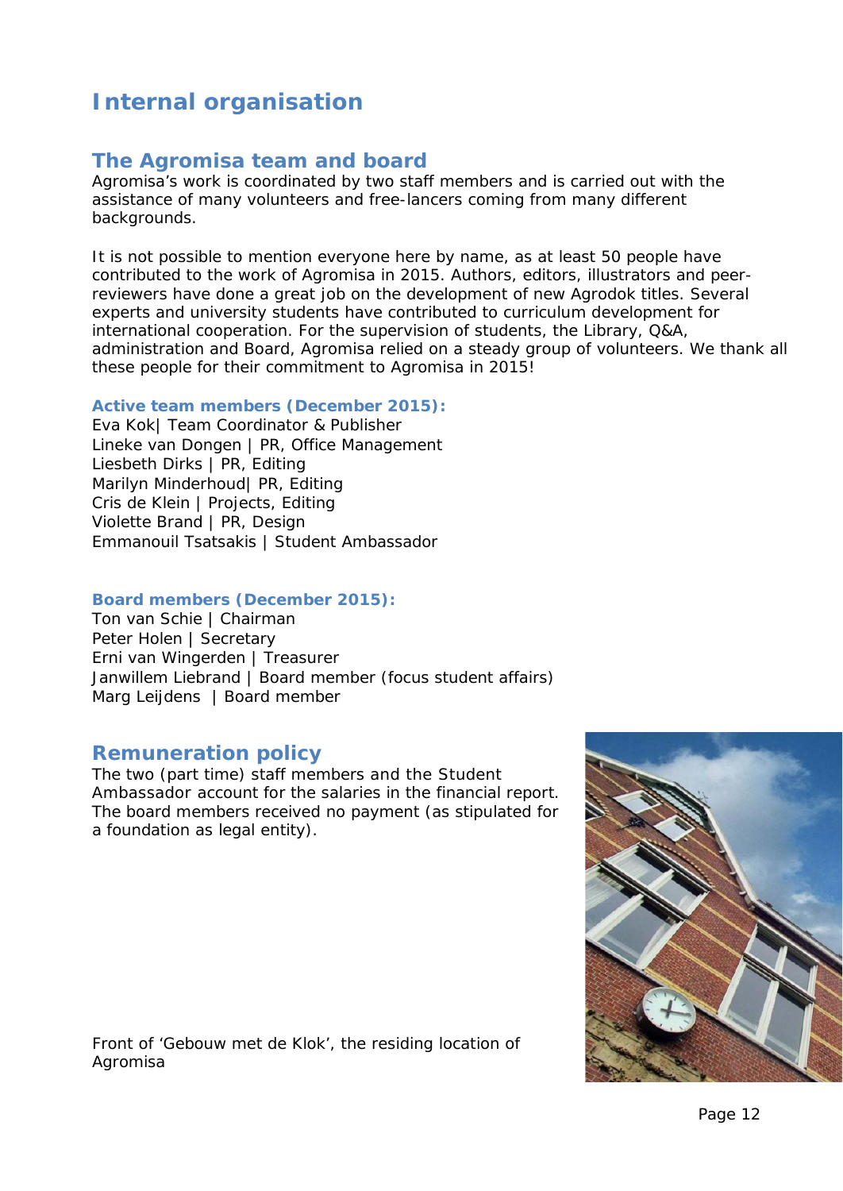# Internal organisation

## The Agromisa team and board

Agromisa's work is coordinated by two staff members and is carried out with the assistance of many volunteers and free-lancers coming from many different backgrounds.

It is not possible to mention everyone here by name, as at least 50 people have contributed to the work of Agromisa in 2015. Authors, editors, illustrators and peer-reviewers have done a great job on the development of new Agrodok titles. Several experts and university students have contributed to curriculum development for international cooperation. For the supervision of students, the Library, Q&A, administration and Board, Agromisa relied on a steady group of volunteers. We thank all these people for their commitment to Agromisa in 2015!

### Active team members (December 2015):

Eva Kok| Team Coordinator & Publisher
Lineke van Dongen | PR, Office Management
Liesbeth Dirks | PR, Editing
Marilyn Minderhoud| PR, Editing
Cris de Klein | Projects, Editing
Violette Brand | PR, Design
Emmanouil Tsatsakis | Student Ambassador

### Board members (December 2015):

Ton van Schie | Chairman
Peter Holen | Secretary
Erni van Wingerden | Treasurer
Janwillem Liebrand | Board member (focus student affairs)
Marg Leijdens | Board member

## Remuneration policy

The two (part time) staff members and the Student Ambassador account for the salaries in the financial report. The board members received no payment (as stipulated for a foundation as legal entity).

Front of 'Gebouw met de Klok', the residing location of Agromisa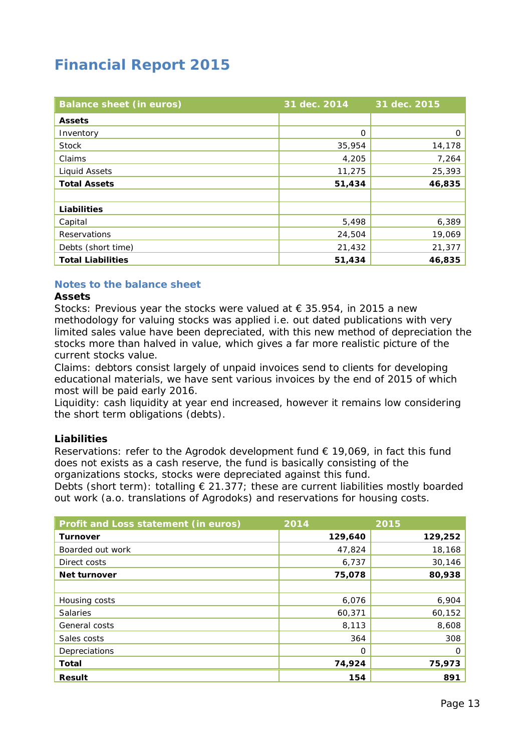# Financial Report 2015

| Balance sheet (in euros) | 31 dec. 2014 | 31 dec. 2015 |
|---|---|---|
| **Assets** | | |
| Inventory | 0 | 0 |
| Stock | 35,954 | 14,178 |
| Claims | 4,205 | 7,264 |
| Liquid Assets | 11,275 | 25,393 |
| **Total Assets** | **51,434** | **46,835** |
| | | |
| **Liabilities** | | |
| Capital | 5,498 | 6,389 |
| Reservations | 24,504 | 19,069 |
| Debts (short time) | 21,432 | 21,377 |
| **Total Liabilities** | **51,434** | **46,835** |

### Notes to the balance sheet

**Assets**

Stocks: Previous year the stocks were valued at € 35.954, in 2015 a new methodology for valuing stocks was applied i.e. out dated publications with very limited sales value have been depreciated, with this new method of depreciation the stocks more than halved in value, which gives a far more realistic picture of the current stocks value.

Claims: debtors consist largely of unpaid invoices send to clients for developing educational materials, we have sent various invoices by the end of 2015 of which most will be paid early 2016.

Liquidity: cash liquidity at year end increased, however it remains low considering the short term obligations (debts).

**Liabilities**

Reservations: refer to the Agrodok development fund € 19,069, in fact this fund does not exists as a cash reserve, the fund is basically consisting of the organizations stocks, stocks were depreciated against this fund.

Debts (short term): totalling € 21.377; these are current liabilities mostly boarded out work (a.o. translations of Agrodoks) and reservations for housing costs.

| Profit and Loss statement (in euros) | 2014 | 2015 |
|---|---|---|
| **Turnover** | **129,640** | **129,252** |
| Boarded out work | 47,824 | 18,168 |
| Direct costs | 6,737 | 30,146 |
| **Net turnover** | **75,078** | **80,938** |
| | | |
| Housing costs | 6,076 | 6,904 |
| Salaries | 60,371 | 60,152 |
| General costs | 8,113 | 8,608 |
| Sales costs | 364 | 308 |
| Depreciations | 0 | 0 |
| **Total** | **74,924** | **75,973** |
| **Result** | **154** | **891** |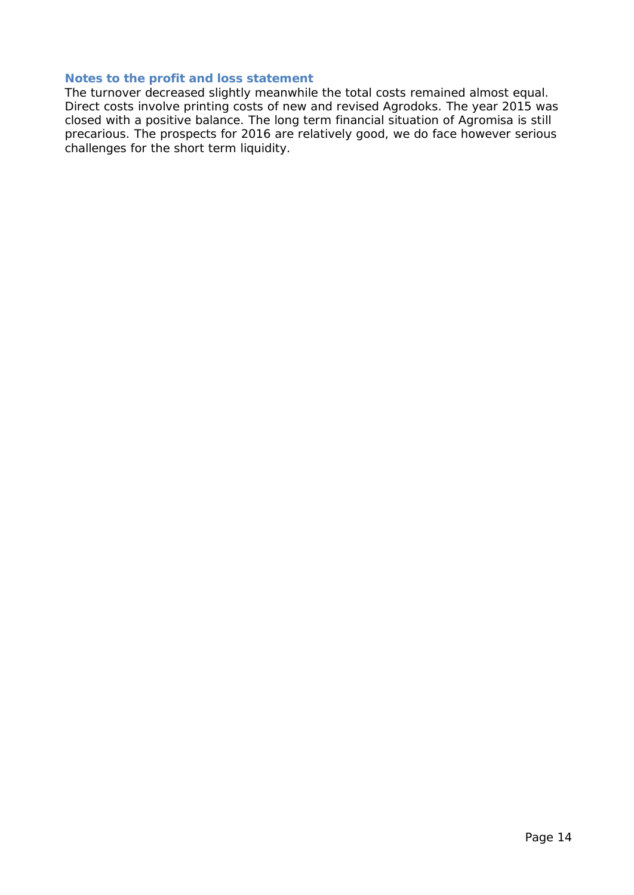### Notes to the profit and loss statement

The turnover decreased slightly meanwhile the total costs remained almost equal. Direct costs involve printing costs of new and revised Agrodoks. The year 2015 was closed with a positive balance. The long term financial situation of Agromisa is still precarious. The prospects for 2016 are relatively good, we do face however serious challenges for the short term liquidity.